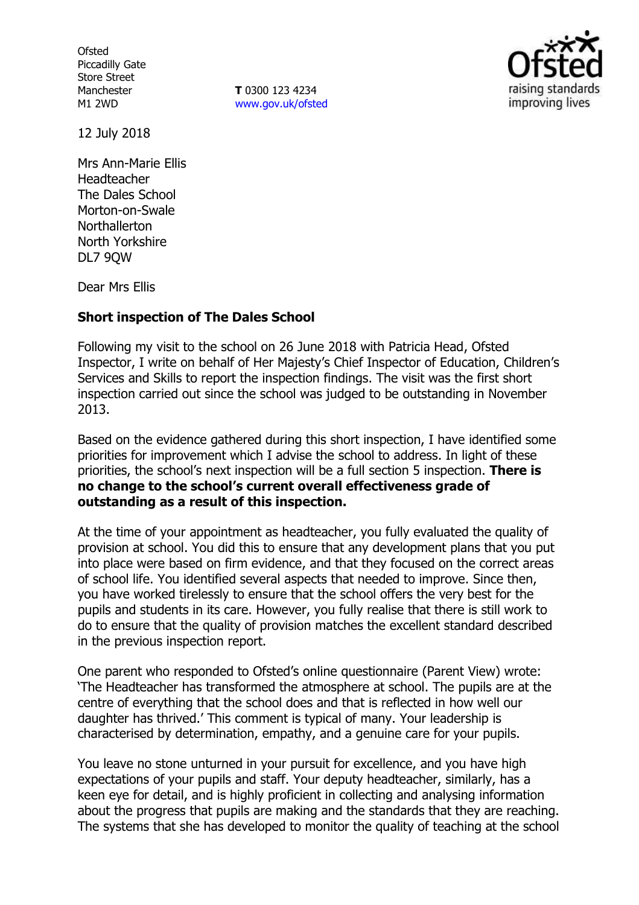Ofsted
Piccadilly Gate
Store Street
Manchester
M1 2WD

**T** 0300 123 4234
www.gov.uk/ofsted

12 July 2018

Mrs Ann-Marie Ellis
Headteacher
The Dales School
Morton-on-Swale
Northallerton
North Yorkshire
DL7 9QW

Dear Mrs Ellis

**Short inspection of The Dales School**

Following my visit to the school on 26 June 2018 with Patricia Head, Ofsted Inspector, I write on behalf of Her Majesty's Chief Inspector of Education, Children's Services and Skills to report the inspection findings. The visit was the first short inspection carried out since the school was judged to be outstanding in November 2013.

Based on the evidence gathered during this short inspection, I have identified some priorities for improvement which I advise the school to address. In light of these priorities, the school's next inspection will be a full section 5 inspection. **There is no change to the school's current overall effectiveness grade of outstanding as a result of this inspection.**

At the time of your appointment as headteacher, you fully evaluated the quality of provision at school. You did this to ensure that any development plans that you put into place were based on firm evidence, and that they focused on the correct areas of school life. You identified several aspects that needed to improve. Since then, you have worked tirelessly to ensure that the school offers the very best for the pupils and students in its care. However, you fully realise that there is still work to do to ensure that the quality of provision matches the excellent standard described in the previous inspection report.

One parent who responded to Ofsted's online questionnaire (Parent View) wrote: 'The Headteacher has transformed the atmosphere at school. The pupils are at the centre of everything that the school does and that is reflected in how well our daughter has thrived.' This comment is typical of many. Your leadership is characterised by determination, empathy, and a genuine care for your pupils.

You leave no stone unturned in your pursuit for excellence, and you have high expectations of your pupils and staff. Your deputy headteacher, similarly, has a keen eye for detail, and is highly proficient in collecting and analysing information about the progress that pupils are making and the standards that they are reaching. The systems that she has developed to monitor the quality of teaching at the school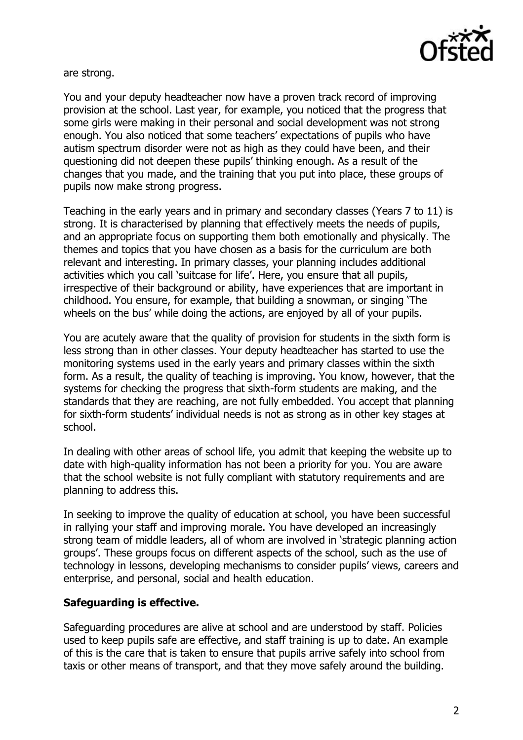are strong.

You and your deputy headteacher now have a proven track record of improving provision at the school. Last year, for example, you noticed that the progress that some girls were making in their personal and social development was not strong enough. You also noticed that some teachers' expectations of pupils who have autism spectrum disorder were not as high as they could have been, and their questioning did not deepen these pupils' thinking enough. As a result of the changes that you made, and the training that you put into place, these groups of pupils now make strong progress.

Teaching in the early years and in primary and secondary classes (Years 7 to 11) is strong. It is characterised by planning that effectively meets the needs of pupils, and an appropriate focus on supporting them both emotionally and physically. The themes and topics that you have chosen as a basis for the curriculum are both relevant and interesting. In primary classes, your planning includes additional activities which you call 'suitcase for life'. Here, you ensure that all pupils, irrespective of their background or ability, have experiences that are important in childhood. You ensure, for example, that building a snowman, or singing 'The wheels on the bus' while doing the actions, are enjoyed by all of your pupils.

You are acutely aware that the quality of provision for students in the sixth form is less strong than in other classes. Your deputy headteacher has started to use the monitoring systems used in the early years and primary classes within the sixth form. As a result, the quality of teaching is improving. You know, however, that the systems for checking the progress that sixth-form students are making, and the standards that they are reaching, are not fully embedded. You accept that planning for sixth-form students' individual needs is not as strong as in other key stages at school.

In dealing with other areas of school life, you admit that keeping the website up to date with high-quality information has not been a priority for you. You are aware that the school website is not fully compliant with statutory requirements and are planning to address this.

In seeking to improve the quality of education at school, you have been successful in rallying your staff and improving morale. You have developed an increasingly strong team of middle leaders, all of whom are involved in 'strategic planning action groups'. These groups focus on different aspects of the school, such as the use of technology in lessons, developing mechanisms to consider pupils' views, careers and enterprise, and personal, social and health education.

**Safeguarding is effective.**

Safeguarding procedures are alive at school and are understood by staff. Policies used to keep pupils safe are effective, and staff training is up to date. An example of this is the care that is taken to ensure that pupils arrive safely into school from taxis or other means of transport, and that they move safely around the building.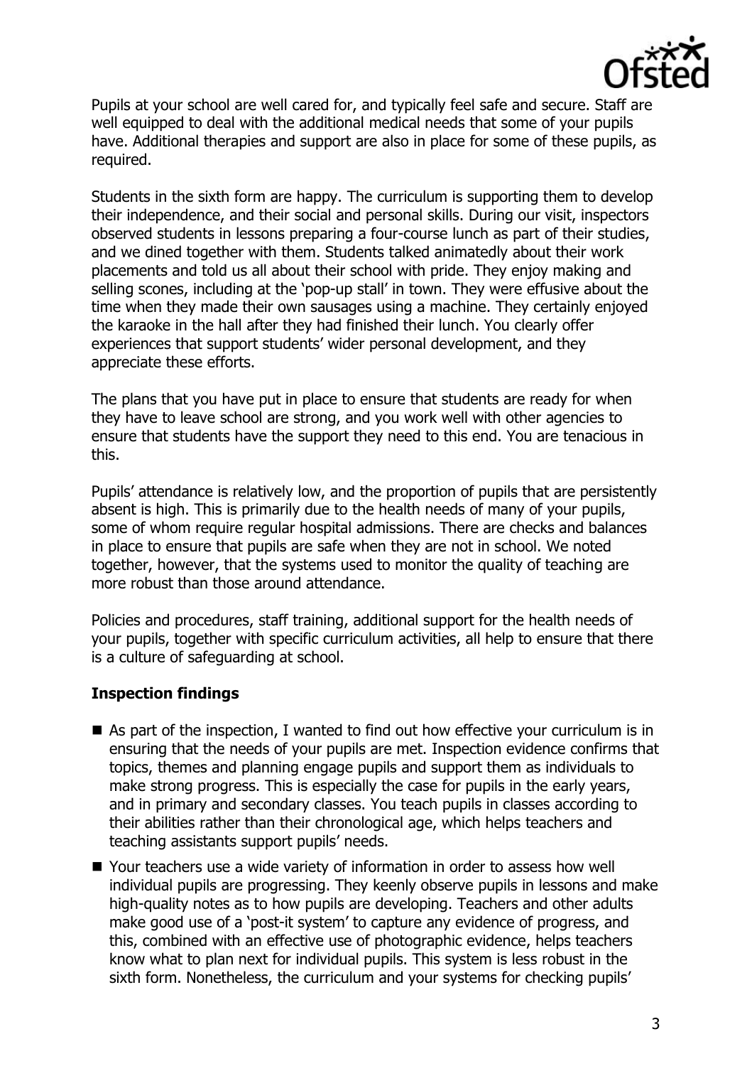Pupils at your school are well cared for, and typically feel safe and secure. Staff are well equipped to deal with the additional medical needs that some of your pupils have. Additional therapies and support are also in place for some of these pupils, as required.

Students in the sixth form are happy. The curriculum is supporting them to develop their independence, and their social and personal skills. During our visit, inspectors observed students in lessons preparing a four-course lunch as part of their studies, and we dined together with them. Students talked animatedly about their work placements and told us all about their school with pride. They enjoy making and selling scones, including at the 'pop-up stall' in town. They were effusive about the time when they made their own sausages using a machine. They certainly enjoyed the karaoke in the hall after they had finished their lunch. You clearly offer experiences that support students' wider personal development, and they appreciate these efforts.

The plans that you have put in place to ensure that students are ready for when they have to leave school are strong, and you work well with other agencies to ensure that students have the support they need to this end. You are tenacious in this.

Pupils' attendance is relatively low, and the proportion of pupils that are persistently absent is high. This is primarily due to the health needs of many of your pupils, some of whom require regular hospital admissions. There are checks and balances in place to ensure that pupils are safe when they are not in school. We noted together, however, that the systems used to monitor the quality of teaching are more robust than those around attendance.

Policies and procedures, staff training, additional support for the health needs of your pupils, together with specific curriculum activities, all help to ensure that there is a culture of safeguarding at school.

## Inspection findings

- As part of the inspection, I wanted to find out how effective your curriculum is in ensuring that the needs of your pupils are met. Inspection evidence confirms that topics, themes and planning engage pupils and support them as individuals to make strong progress. This is especially the case for pupils in the early years, and in primary and secondary classes. You teach pupils in classes according to their abilities rather than their chronological age, which helps teachers and teaching assistants support pupils' needs.
- Your teachers use a wide variety of information in order to assess how well individual pupils are progressing. They keenly observe pupils in lessons and make high-quality notes as to how pupils are developing. Teachers and other adults make good use of a 'post-it system' to capture any evidence of progress, and this, combined with an effective use of photographic evidence, helps teachers know what to plan next for individual pupils. This system is less robust in the sixth form. Nonetheless, the curriculum and your systems for checking pupils'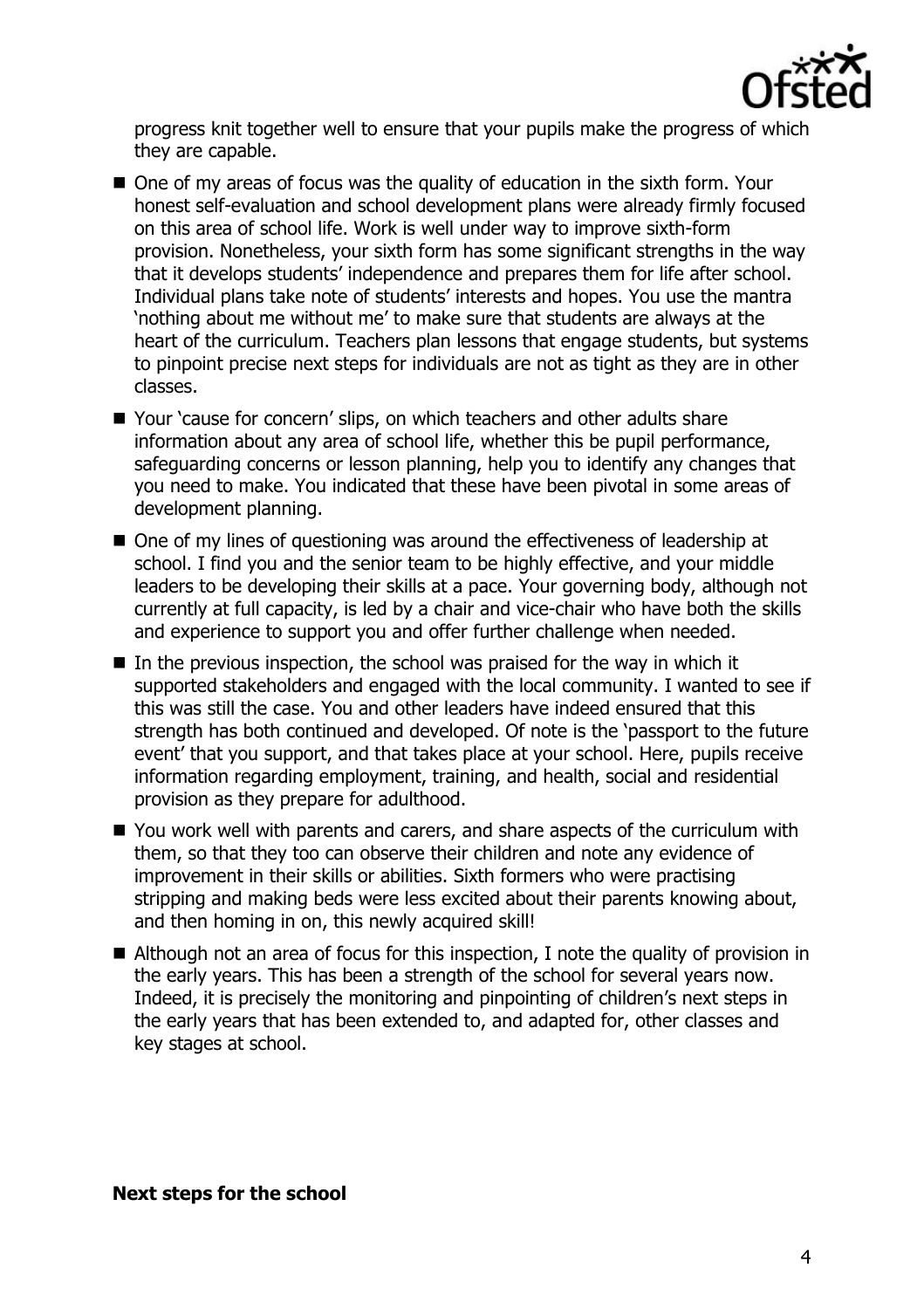progress knit together well to ensure that your pupils make the progress of which they are capable.

- One of my areas of focus was the quality of education in the sixth form. Your honest self-evaluation and school development plans were already firmly focused on this area of school life. Work is well under way to improve sixth-form provision. Nonetheless, your sixth form has some significant strengths in the way that it develops students' independence and prepares them for life after school. Individual plans take note of students' interests and hopes. You use the mantra 'nothing about me without me' to make sure that students are always at the heart of the curriculum. Teachers plan lessons that engage students, but systems to pinpoint precise next steps for individuals are not as tight as they are in other classes.
- Your 'cause for concern' slips, on which teachers and other adults share information about any area of school life, whether this be pupil performance, safeguarding concerns or lesson planning, help you to identify any changes that you need to make. You indicated that these have been pivotal in some areas of development planning.
- One of my lines of questioning was around the effectiveness of leadership at school. I find you and the senior team to be highly effective, and your middle leaders to be developing their skills at a pace. Your governing body, although not currently at full capacity, is led by a chair and vice-chair who have both the skills and experience to support you and offer further challenge when needed.
- In the previous inspection, the school was praised for the way in which it supported stakeholders and engaged with the local community. I wanted to see if this was still the case. You and other leaders have indeed ensured that this strength has both continued and developed. Of note is the 'passport to the future event' that you support, and that takes place at your school. Here, pupils receive information regarding employment, training, and health, social and residential provision as they prepare for adulthood.
- You work well with parents and carers, and share aspects of the curriculum with them, so that they too can observe their children and note any evidence of improvement in their skills or abilities. Sixth formers who were practising stripping and making beds were less excited about their parents knowing about, and then homing in on, this newly acquired skill!
- Although not an area of focus for this inspection, I note the quality of provision in the early years. This has been a strength of the school for several years now. Indeed, it is precisely the monitoring and pinpointing of children's next steps in the early years that has been extended to, and adapted for, other classes and key stages at school.

**Next steps for the school**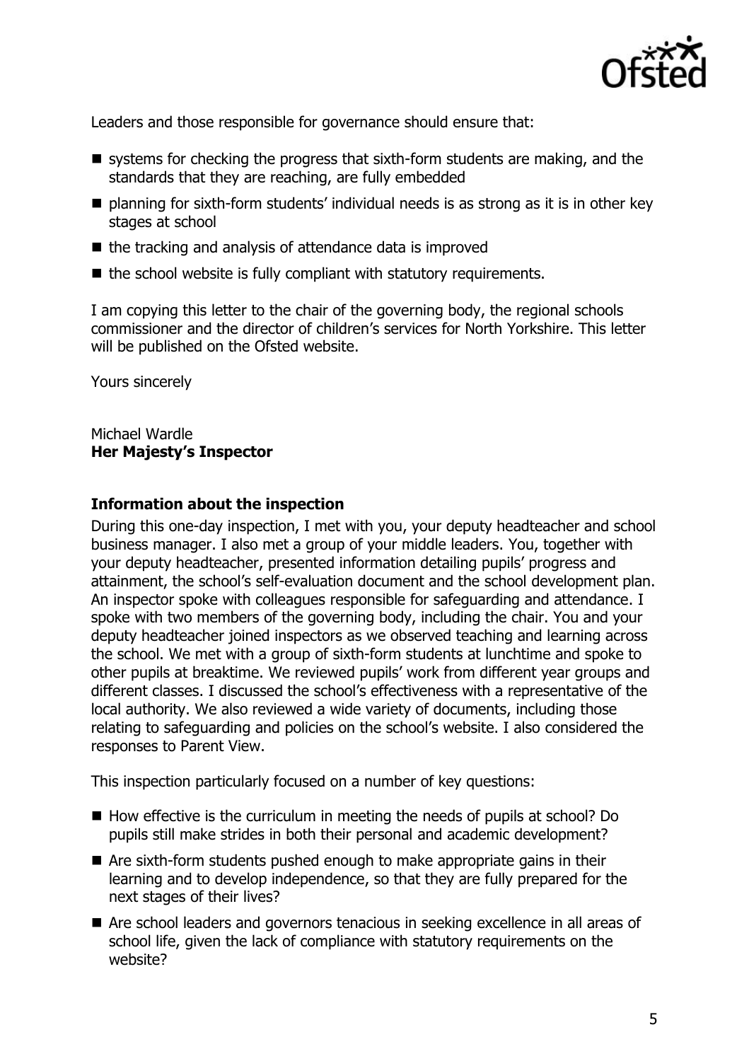Leaders and those responsible for governance should ensure that:

- systems for checking the progress that sixth-form students are making, and the standards that they are reaching, are fully embedded
- planning for sixth-form students' individual needs is as strong as it is in other key stages at school
- the tracking and analysis of attendance data is improved
- the school website is fully compliant with statutory requirements.

I am copying this letter to the chair of the governing body, the regional schools commissioner and the director of children's services for North Yorkshire. This letter will be published on the Ofsted website.

Yours sincerely

Michael Wardle
**Her Majesty's Inspector**

### Information about the inspection

During this one-day inspection, I met with you, your deputy headteacher and school business manager. I also met a group of your middle leaders. You, together with your deputy headteacher, presented information detailing pupils' progress and attainment, the school's self-evaluation document and the school development plan. An inspector spoke with colleagues responsible for safeguarding and attendance. I spoke with two members of the governing body, including the chair. You and your deputy headteacher joined inspectors as we observed teaching and learning across the school. We met with a group of sixth-form students at lunchtime and spoke to other pupils at breaktime. We reviewed pupils' work from different year groups and different classes. I discussed the school's effectiveness with a representative of the local authority. We also reviewed a wide variety of documents, including those relating to safeguarding and policies on the school's website. I also considered the responses to Parent View.

This inspection particularly focused on a number of key questions:

- How effective is the curriculum in meeting the needs of pupils at school? Do pupils still make strides in both their personal and academic development?
- Are sixth-form students pushed enough to make appropriate gains in their learning and to develop independence, so that they are fully prepared for the next stages of their lives?
- Are school leaders and governors tenacious in seeking excellence in all areas of school life, given the lack of compliance with statutory requirements on the website?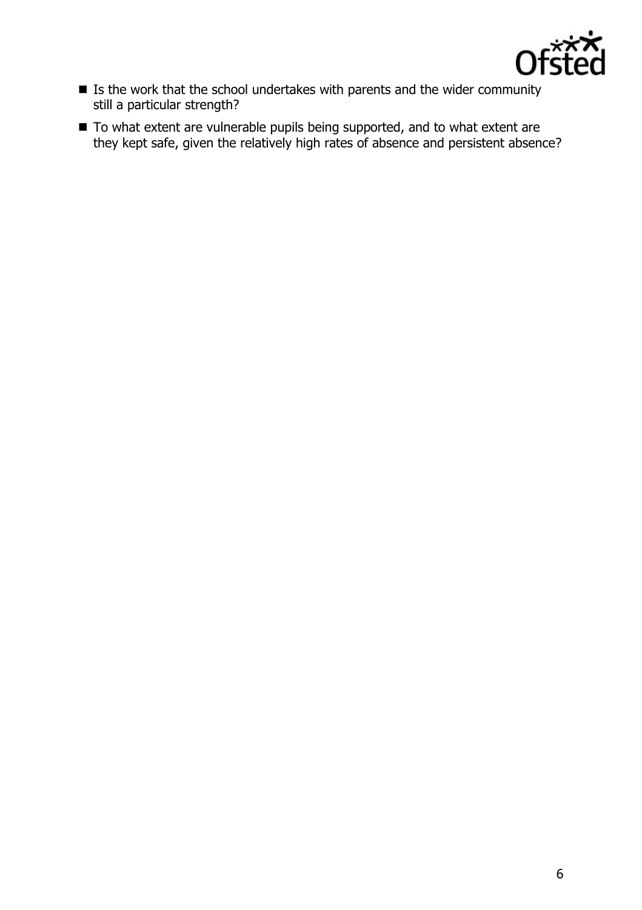- Is the work that the school undertakes with parents and the wider community still a particular strength?
- To what extent are vulnerable pupils being supported, and to what extent are they kept safe, given the relatively high rates of absence and persistent absence?